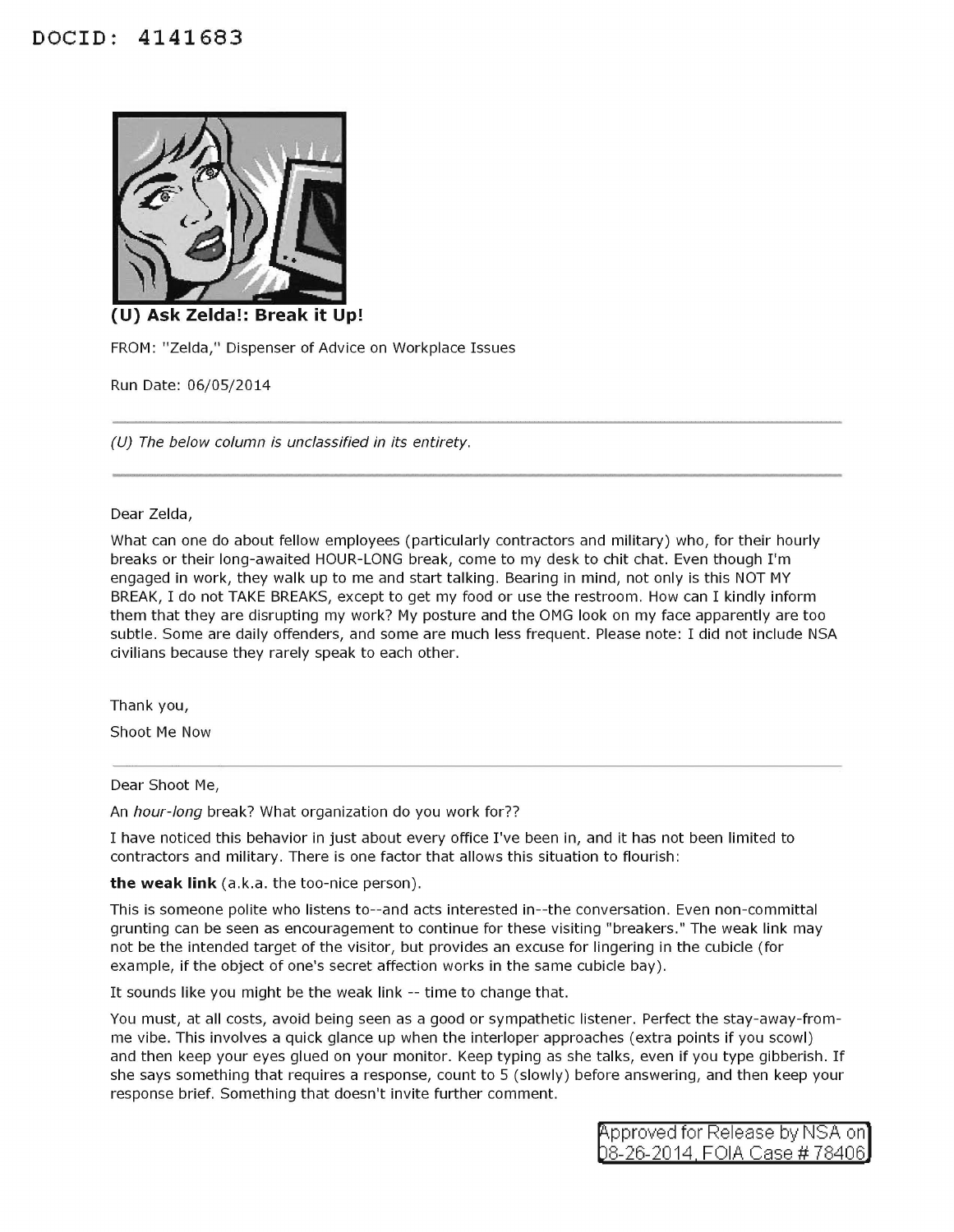DOCID: 4141683

## (U) Ask Zelda!: Break it Up!

FROM: "Zelda," Dispenser of Advice on Workplace Issues

Run Date: 06/05/2014

---

*(U) The below column is unclassified in its entirety.*

---

Dear Zelda,

What can one do about fellow employees (particularly contractors and military) who, for their hourly breaks or their long-awaited HOUR-LONG break, come to my desk to chit chat. Even though I'm engaged in work, they walk up to me and start talking. Bearing in mind, not only is this NOT MY BREAK, I do not TAKE BREAKS, except to get my food or use the restroom. How can I kindly inform them that they are disrupting my work? My posture and the OMG look on my face apparently are too subtle. Some are daily offenders, and some are much less frequent. Please note: I did not include NSA civilians because they rarely speak to each other.

Thank you,

Shoot Me Now

---

Dear Shoot Me,

An *hour-long* break? What organization do you work for??

I have noticed this behavior in just about every office I've been in, and it has not been limited to contractors and military. There is one factor that allows this situation to flourish:

**the weak link** (a.k.a. the too-nice person).

This is someone polite who listens to--and acts interested in--the conversation. Even non-committal grunting can be seen as encouragement to continue for these visiting "breakers." The weak link may not be the intended target of the visitor, but provides an excuse for lingering in the cubicle (for example, if the object of one's secret affection works in the same cubicle bay).

It sounds like you might be the weak link -- time to change that.

You must, at all costs, avoid being seen as a good or sympathetic listener. Perfect the stay-away-from-me vibe. This involves a quick glance up when the interloper approaches (extra points if you scowl) and then keep your eyes glued on your monitor. Keep typing as she talks, even if you type gibberish. If she says something that requires a response, count to 5 (slowly) before answering, and then keep your response brief. Something that doesn't invite further comment.

Approved for Release by NSA on 08-26-2014, FOIA Case # 78406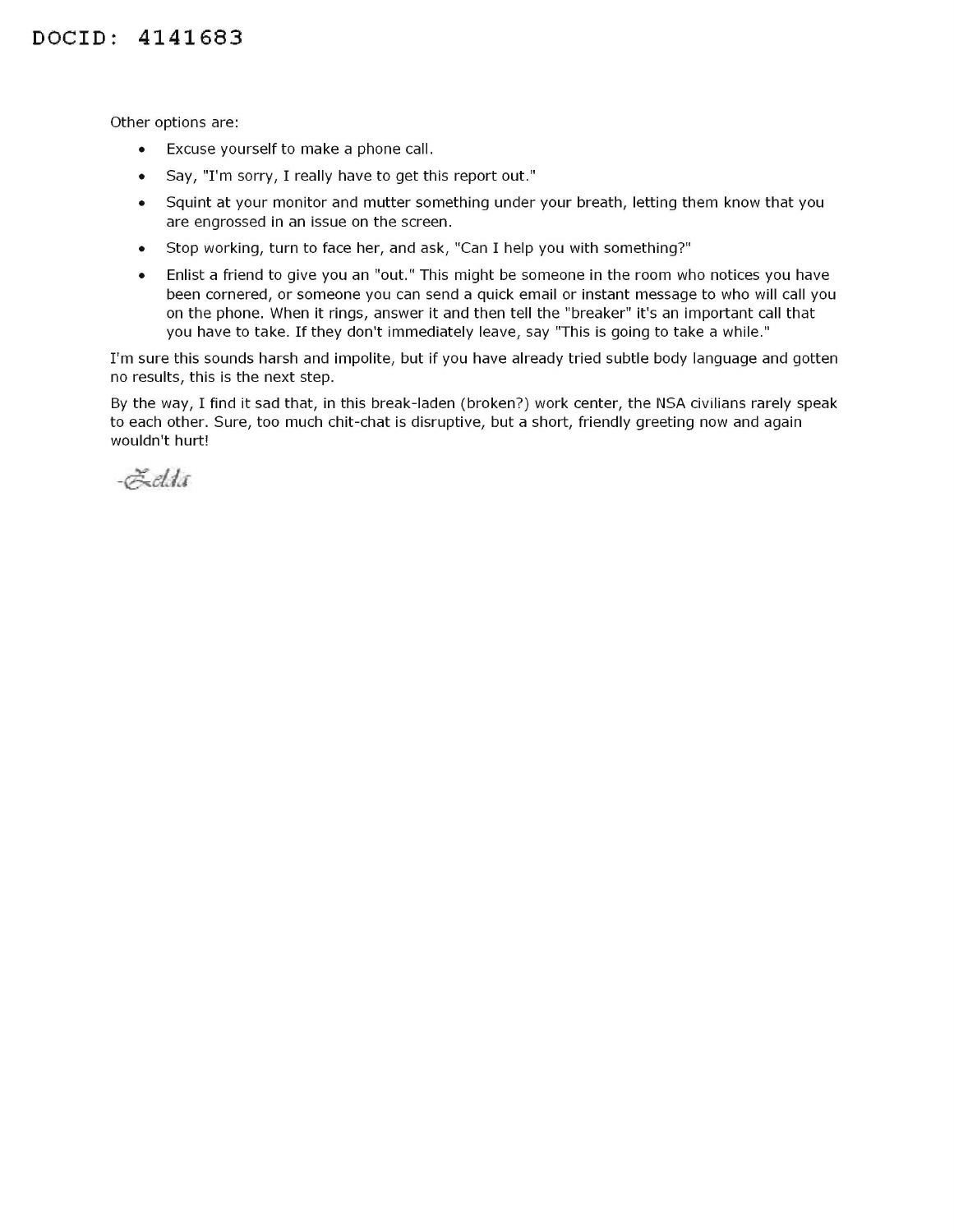Other options are:

- Excuse yourself to make a phone call.
- Say, "I'm sorry, I really have to get this report out."
- Squint at your monitor and mutter something under your breath, letting them know that you are engrossed in an issue on the screen.
- Stop working, turn to face her, and ask, "Can I help you with something?"
- Enlist a friend to give you an "out." This might be someone in the room who notices you have been cornered, or someone you can send a quick email or instant message to who will call you on the phone. When it rings, answer it and then tell the "breaker" it's an important call that you have to take. If they don't immediately leave, say "This is going to take a while."

I'm sure this sounds harsh and impolite, but if you have already tried subtle body language and gotten no results, this is the next step.

By the way, I find it sad that, in this break-laden (broken?) work center, the NSA civilians rarely speak to each other. Sure, too much chit-chat is disruptive, but a short, friendly greeting now and again wouldn't hurt!

-Zelda